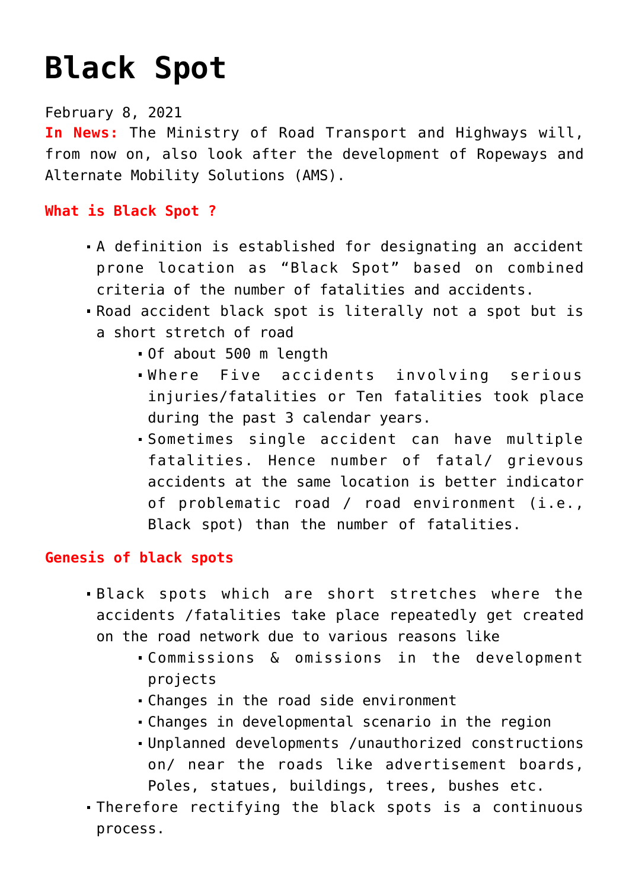# Black Spot

February 8, 2021

**In News:** The Ministry of Road Transport and Highways will, from now on, also look after the development of Ropeways and Alternate Mobility Solutions (AMS).

**What is Black Spot ?**

- A definition is established for designating an accident prone location as "Black Spot" based on combined criteria of the number of fatalities and accidents.
- Road accident black spot is literally not a spot but is a short stretch of road
  - Of about 500 m length
  - Where Five accidents involving serious injuries/fatalities or Ten fatalities took place during the past 3 calendar years.
  - Sometimes single accident can have multiple fatalities. Hence number of fatal/ grievous accidents at the same location is better indicator of problematic road / road environment (i.e., Black spot) than the number of fatalities.

**Genesis of black spots**

- Black spots which are short stretches where the accidents /fatalities take place repeatedly get created on the road network due to various reasons like
  - Commissions & omissions in the development projects
  - Changes in the road side environment
  - Changes in developmental scenario in the region
  - Unplanned developments /unauthorized constructions on/ near the roads like advertisement boards, Poles, statues, buildings, trees, bushes etc.
- Therefore rectifying the black spots is a continuous process.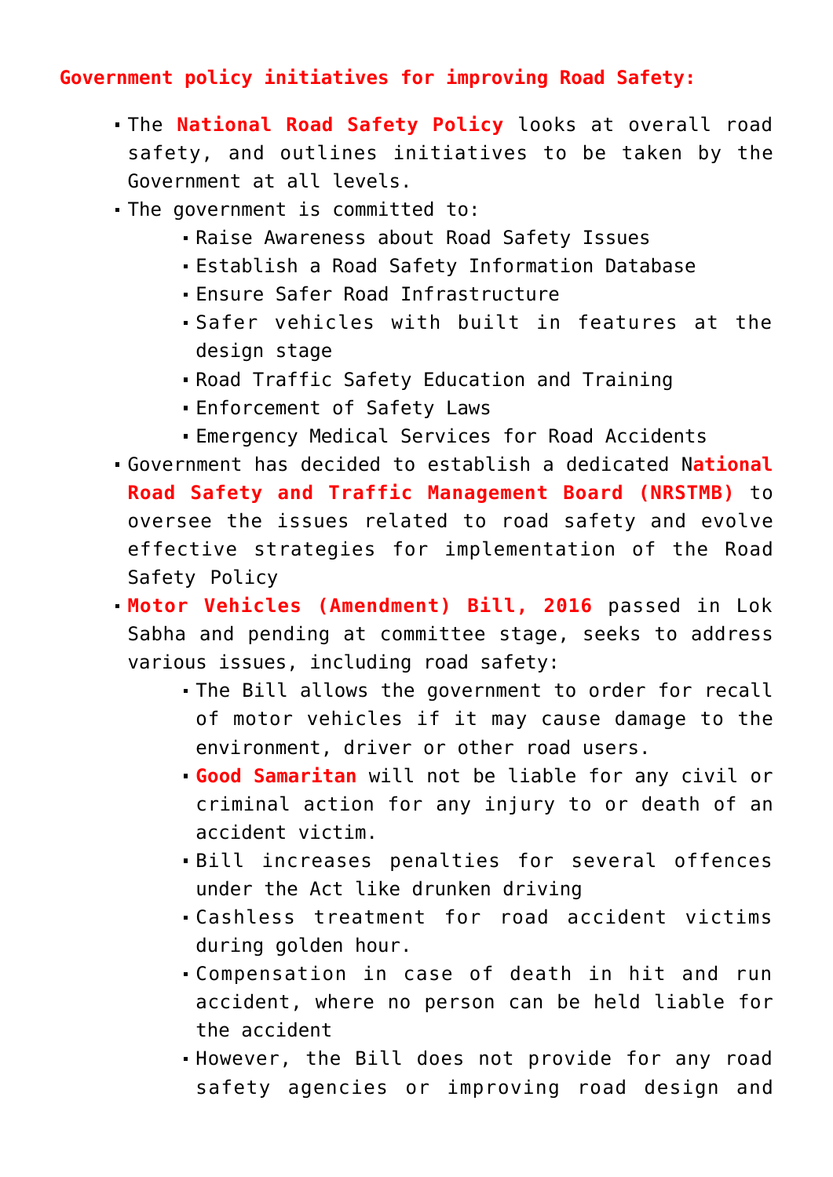**Government policy initiatives for improving Road Safety:**

- The **National Road Safety Policy** looks at overall road safety, and outlines initiatives to be taken by the Government at all levels.
- The government is committed to:
  - Raise Awareness about Road Safety Issues
  - Establish a Road Safety Information Database
  - Ensure Safer Road Infrastructure
  - Safer vehicles with built in features at the design stage
  - Road Traffic Safety Education and Training
  - Enforcement of Safety Laws
  - Emergency Medical Services for Road Accidents
- Government has decided to establish a dedicated N**ational Road Safety and Traffic Management Board (NRSTMB)** to oversee the issues related to road safety and evolve effective strategies for implementation of the Road Safety Policy
- **Motor Vehicles (Amendment) Bill, 2016** passed in Lok Sabha and pending at committee stage, seeks to address various issues, including road safety:
  - The Bill allows the government to order for recall of motor vehicles if it may cause damage to the environment, driver or other road users.
  - **Good Samaritan** will not be liable for any civil or criminal action for any injury to or death of an accident victim.
  - Bill increases penalties for several offences under the Act like drunken driving
  - Cashless treatment for road accident victims during golden hour.
  - Compensation in case of death in hit and run accident, where no person can be held liable for the accident
  - However, the Bill does not provide for any road safety agencies or improving road design and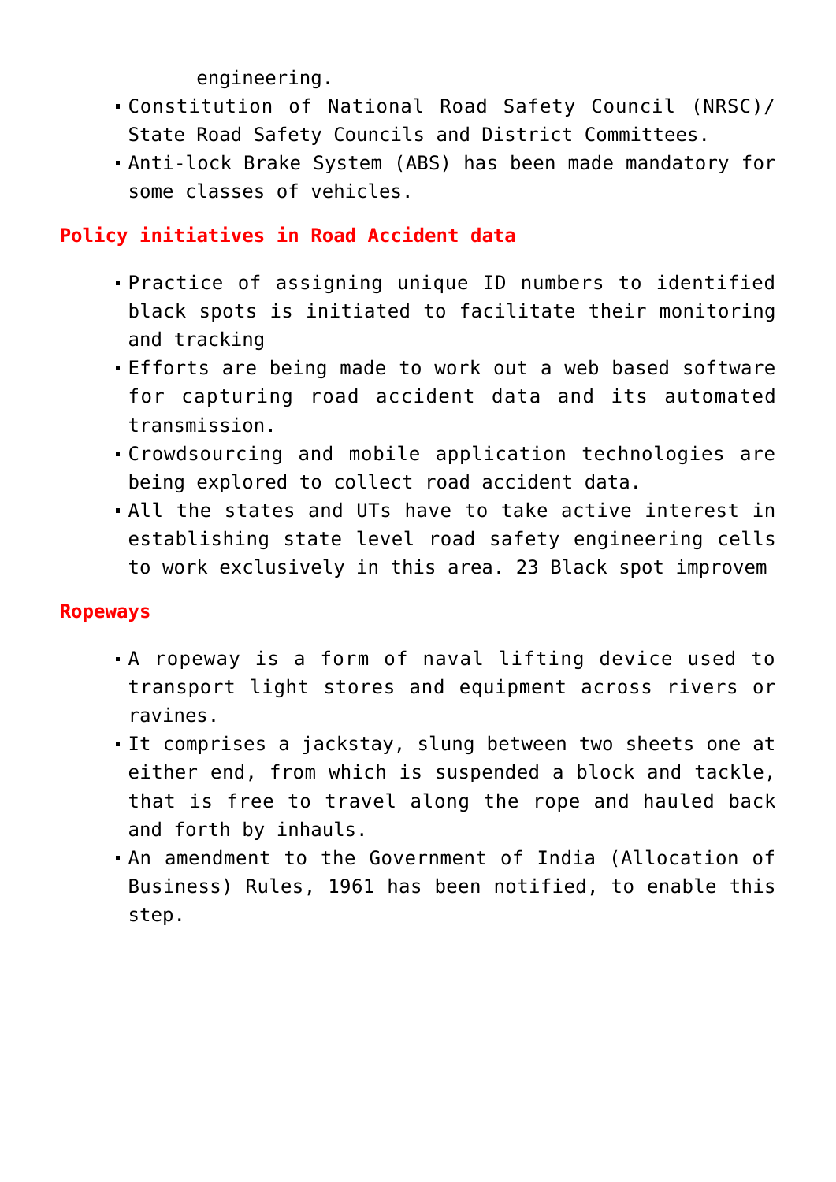engineering.

- Constitution of National Road Safety Council (NRSC)/ State Road Safety Councils and District Committees.
- Anti-lock Brake System (ABS) has been made mandatory for some classes of vehicles.

## Policy initiatives in Road Accident data

- Practice of assigning unique ID numbers to identified black spots is initiated to facilitate their monitoring and tracking
- Efforts are being made to work out a web based software for capturing road accident data and its automated transmission.
- Crowdsourcing and mobile application technologies are being explored to collect road accident data.
- All the states and UTs have to take active interest in establishing state level road safety engineering cells to work exclusively in this area. 23 Black spot improvem

## Ropeways

- A ropeway is a form of naval lifting device used to transport light stores and equipment across rivers or ravines.
- It comprises a jackstay, slung between two sheets one at either end, from which is suspended a block and tackle, that is free to travel along the rope and hauled back and forth by inhauls.
- An amendment to the Government of India (Allocation of Business) Rules, 1961 has been notified, to enable this step.